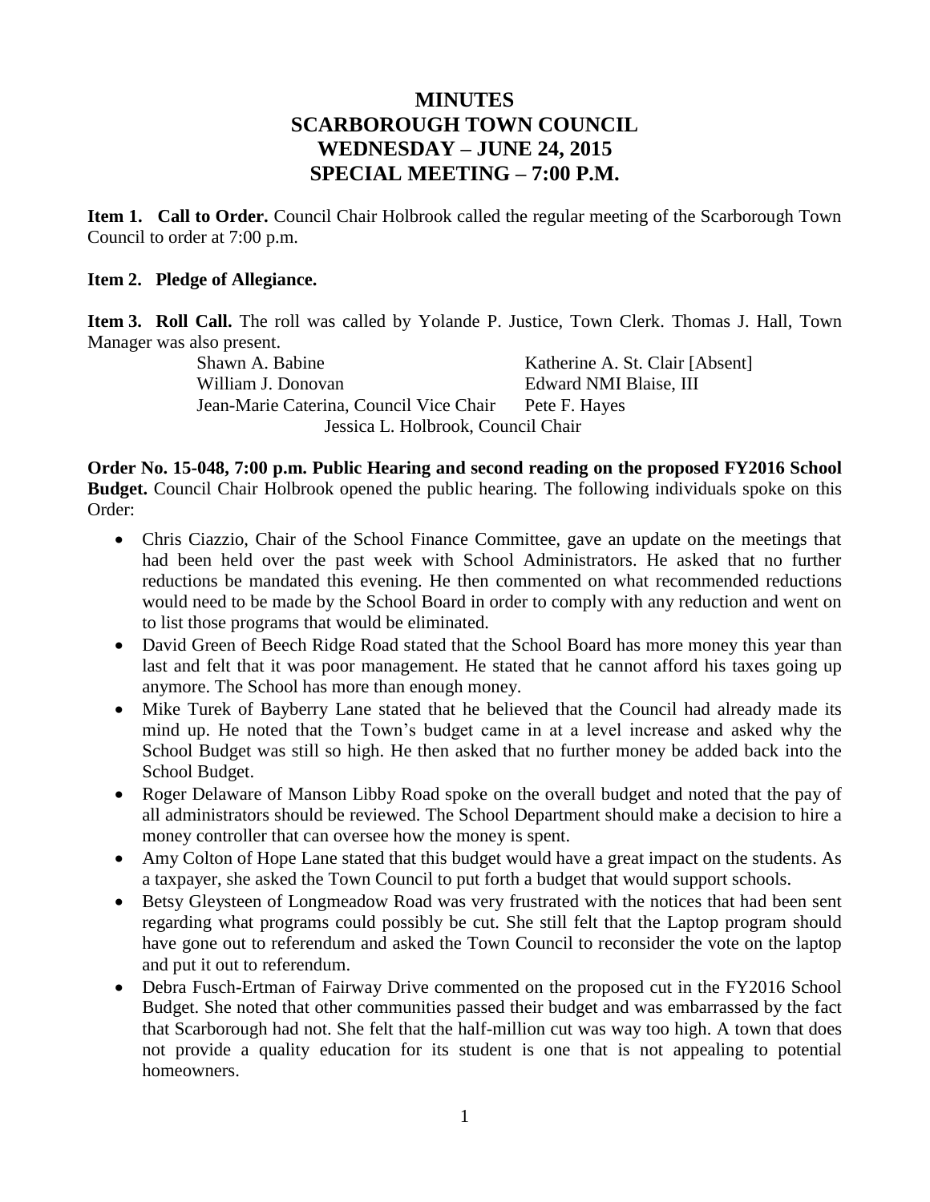# MINUTES
# SCARBOROUGH TOWN COUNCIL
# WEDNESDAY – JUNE 24, 2015
# SPECIAL MEETING – 7:00 P.M.

**Item 1. Call to Order.** Council Chair Holbrook called the regular meeting of the Scarborough Town Council to order at 7:00 p.m.

**Item 2. Pledge of Allegiance.**

**Item 3. Roll Call.** The roll was called by Yolande P. Justice, Town Clerk. Thomas J. Hall, Town Manager was also present.

| | |
|---|---|
| Shawn A. Babine | Katherine A. St. Clair [Absent] |
| William J. Donovan | Edward NMI Blaise, III |
| Jean-Marie Caterina, Council Vice Chair | Pete F. Hayes |

Jessica L. Holbrook, Council Chair

**Order No. 15-048, 7:00 p.m. Public Hearing and second reading on the proposed FY2016 School Budget.** Council Chair Holbrook opened the public hearing. The following individuals spoke on this Order:

- Chris Ciazzio, Chair of the School Finance Committee, gave an update on the meetings that had been held over the past week with School Administrators. He asked that no further reductions be mandated this evening. He then commented on what recommended reductions would need to be made by the School Board in order to comply with any reduction and went on to list those programs that would be eliminated.
- David Green of Beech Ridge Road stated that the School Board has more money this year than last and felt that it was poor management. He stated that he cannot afford his taxes going up anymore. The School has more than enough money.
- Mike Turek of Bayberry Lane stated that he believed that the Council had already made its mind up. He noted that the Town's budget came in at a level increase and asked why the School Budget was still so high. He then asked that no further money be added back into the School Budget.
- Roger Delaware of Manson Libby Road spoke on the overall budget and noted that the pay of all administrators should be reviewed. The School Department should make a decision to hire a money controller that can oversee how the money is spent.
- Amy Colton of Hope Lane stated that this budget would have a great impact on the students. As a taxpayer, she asked the Town Council to put forth a budget that would support schools.
- Betsy Gleysteen of Longmeadow Road was very frustrated with the notices that had been sent regarding what programs could possibly be cut. She still felt that the Laptop program should have gone out to referendum and asked the Town Council to reconsider the vote on the laptop and put it out to referendum.
- Debra Fusch-Ertman of Fairway Drive commented on the proposed cut in the FY2016 School Budget. She noted that other communities passed their budget and was embarrassed by the fact that Scarborough had not. She felt that the half-million cut was way too high. A town that does not provide a quality education for its student is one that is not appealing to potential homeowners.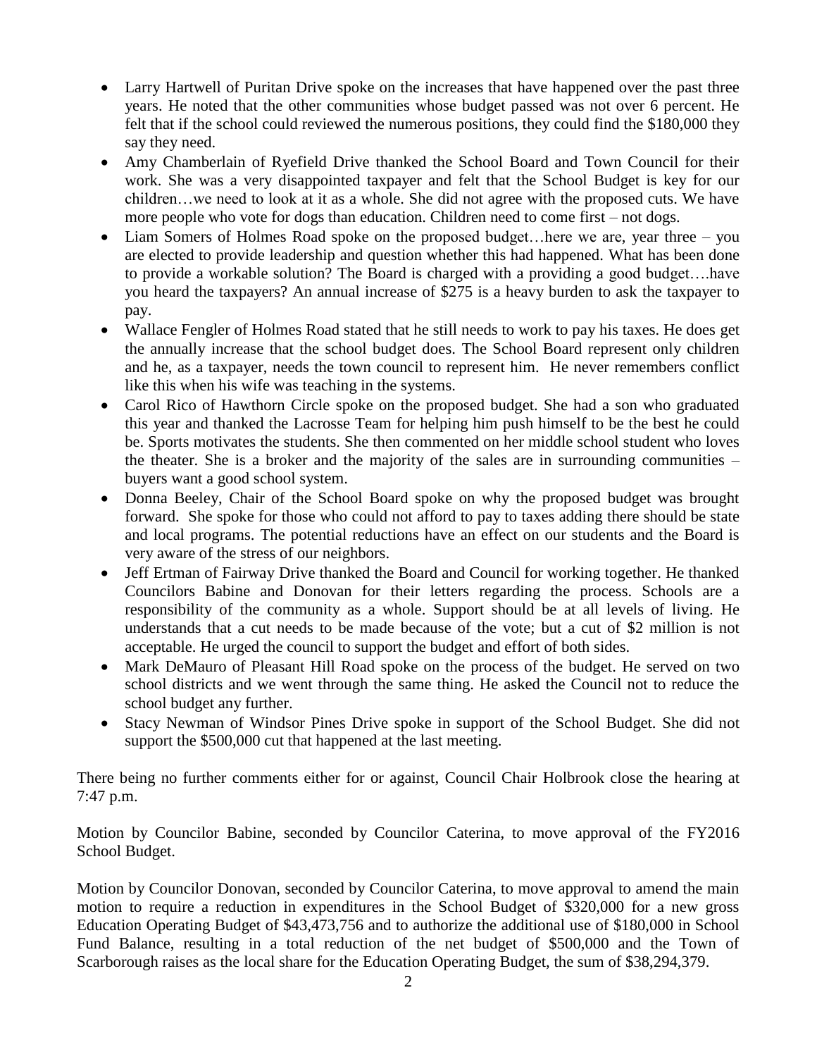- Larry Hartwell of Puritan Drive spoke on the increases that have happened over the past three years. He noted that the other communities whose budget passed was not over 6 percent. He felt that if the school could reviewed the numerous positions, they could find the $180,000 they say they need.
- Amy Chamberlain of Ryefield Drive thanked the School Board and Town Council for their work. She was a very disappointed taxpayer and felt that the School Budget is key for our children…we need to look at it as a whole. She did not agree with the proposed cuts. We have more people who vote for dogs than education. Children need to come first – not dogs.
- Liam Somers of Holmes Road spoke on the proposed budget…here we are, year three – you are elected to provide leadership and question whether this had happened. What has been done to provide a workable solution? The Board is charged with a providing a good budget….have you heard the taxpayers? An annual increase of $275 is a heavy burden to ask the taxpayer to pay.
- Wallace Fengler of Holmes Road stated that he still needs to work to pay his taxes. He does get the annually increase that the school budget does. The School Board represent only children and he, as a taxpayer, needs the town council to represent him. He never remembers conflict like this when his wife was teaching in the systems.
- Carol Rico of Hawthorn Circle spoke on the proposed budget. She had a son who graduated this year and thanked the Lacrosse Team for helping him push himself to be the best he could be. Sports motivates the students. She then commented on her middle school student who loves the theater. She is a broker and the majority of the sales are in surrounding communities – buyers want a good school system.
- Donna Beeley, Chair of the School Board spoke on why the proposed budget was brought forward. She spoke for those who could not afford to pay to taxes adding there should be state and local programs. The potential reductions have an effect on our students and the Board is very aware of the stress of our neighbors.
- Jeff Ertman of Fairway Drive thanked the Board and Council for working together. He thanked Councilors Babine and Donovan for their letters regarding the process. Schools are a responsibility of the community as a whole. Support should be at all levels of living. He understands that a cut needs to be made because of the vote; but a cut of $2 million is not acceptable. He urged the council to support the budget and effort of both sides.
- Mark DeMauro of Pleasant Hill Road spoke on the process of the budget. He served on two school districts and we went through the same thing. He asked the Council not to reduce the school budget any further.
- Stacy Newman of Windsor Pines Drive spoke in support of the School Budget. She did not support the $500,000 cut that happened at the last meeting.

There being no further comments either for or against, Council Chair Holbrook close the hearing at 7:47 p.m.

Motion by Councilor Babine, seconded by Councilor Caterina, to move approval of the FY2016 School Budget.

Motion by Councilor Donovan, seconded by Councilor Caterina, to move approval to amend the main motion to require a reduction in expenditures in the School Budget of $320,000 for a new gross Education Operating Budget of $43,473,756 and to authorize the additional use of $180,000 in School Fund Balance, resulting in a total reduction of the net budget of $500,000 and the Town of Scarborough raises as the local share for the Education Operating Budget, the sum of $38,294,379.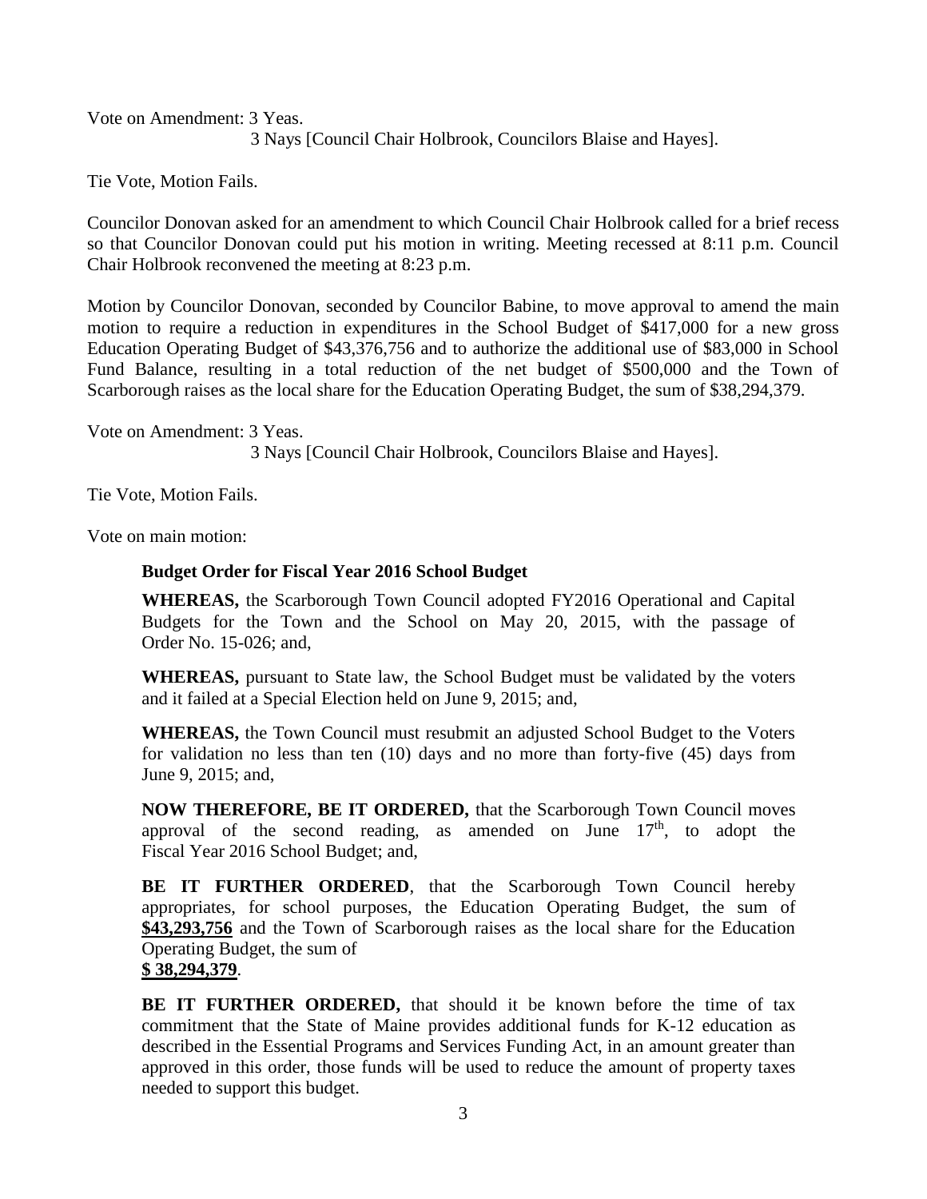Vote on Amendment: 3 Yeas.
3 Nays [Council Chair Holbrook, Councilors Blaise and Hayes].

Tie Vote, Motion Fails.

Councilor Donovan asked for an amendment to which Council Chair Holbrook called for a brief recess so that Councilor Donovan could put his motion in writing. Meeting recessed at 8:11 p.m. Council Chair Holbrook reconvened the meeting at 8:23 p.m.

Motion by Councilor Donovan, seconded by Councilor Babine, to move approval to amend the main motion to require a reduction in expenditures in the School Budget of $417,000 for a new gross Education Operating Budget of $43,376,756 and to authorize the additional use of $83,000 in School Fund Balance, resulting in a total reduction of the net budget of $500,000 and the Town of Scarborough raises as the local share for the Education Operating Budget, the sum of $38,294,379.

Vote on Amendment: 3 Yeas.
3 Nays [Council Chair Holbrook, Councilors Blaise and Hayes].

Tie Vote, Motion Fails.

Vote on main motion:

**Budget Order for Fiscal Year 2016 School Budget**

**WHEREAS,** the Scarborough Town Council adopted FY2016 Operational and Capital Budgets for the Town and the School on May 20, 2015, with the passage of Order No. 15-026; and,

**WHEREAS,** pursuant to State law, the School Budget must be validated by the voters and it failed at a Special Election held on June 9, 2015; and,

**WHEREAS,** the Town Council must resubmit an adjusted School Budget to the Voters for validation no less than ten (10) days and no more than forty-five (45) days from June 9, 2015; and,

**NOW THEREFORE, BE IT ORDERED,** that the Scarborough Town Council moves approval of the second reading, as amended on June 17th, to adopt the Fiscal Year 2016 School Budget; and,

**BE IT FURTHER ORDERED**, that the Scarborough Town Council hereby appropriates, for school purposes, the Education Operating Budget, the sum of **$43,293,756** and the Town of Scarborough raises as the local share for the Education Operating Budget, the sum of
**$ 38,294,379**.

**BE IT FURTHER ORDERED,** that should it be known before the time of tax commitment that the State of Maine provides additional funds for K-12 education as described in the Essential Programs and Services Funding Act, in an amount greater than approved in this order, those funds will be used to reduce the amount of property taxes needed to support this budget.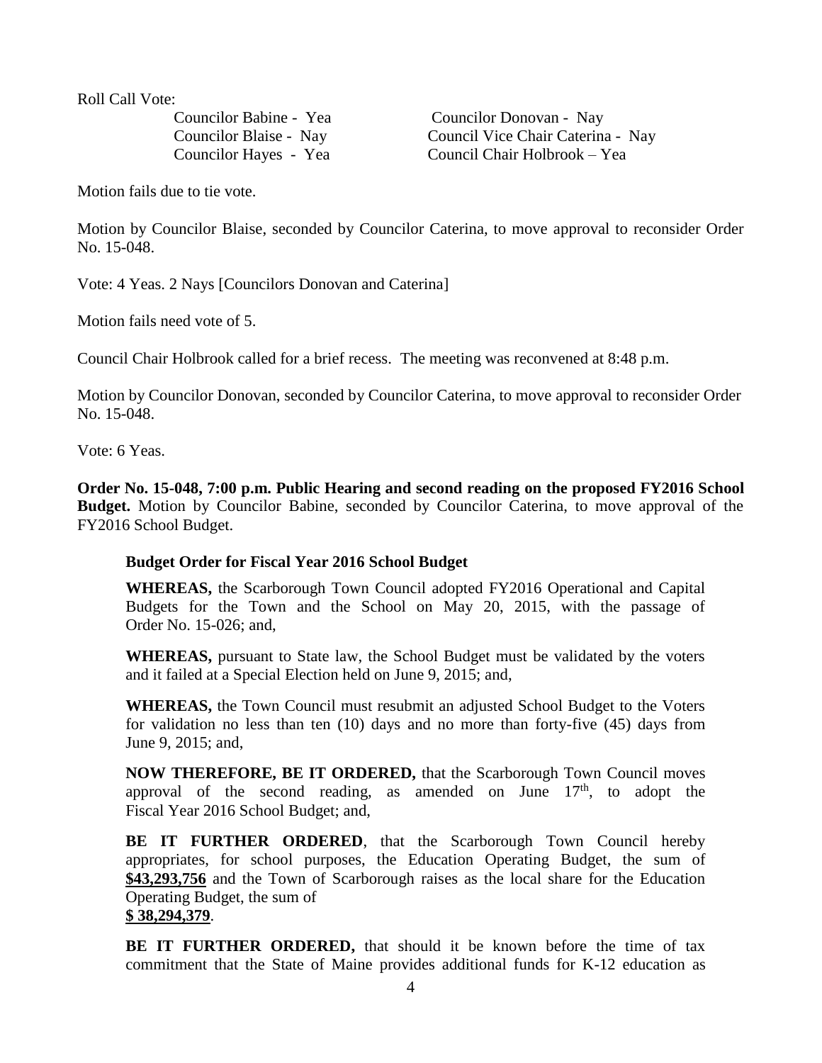Roll Call Vote:

| | |
|---|---|
| Councilor Babine - Yea | Councilor Donovan - Nay |
| Councilor Blaise - Nay | Council Vice Chair Caterina - Nay |
| Councilor Hayes - Yea | Council Chair Holbrook – Yea |

Motion fails due to tie vote.

Motion by Councilor Blaise, seconded by Councilor Caterina, to move approval to reconsider Order No. 15-048.

Vote: 4 Yeas. 2 Nays [Councilors Donovan and Caterina]

Motion fails need vote of 5.

Council Chair Holbrook called for a brief recess. The meeting was reconvened at 8:48 p.m.

Motion by Councilor Donovan, seconded by Councilor Caterina, to move approval to reconsider Order No. 15-048.

Vote: 6 Yeas.

**Order No. 15-048, 7:00 p.m. Public Hearing and second reading on the proposed FY2016 School Budget.** Motion by Councilor Babine, seconded by Councilor Caterina, to move approval of the FY2016 School Budget.

**Budget Order for Fiscal Year 2016 School Budget**

**WHEREAS,** the Scarborough Town Council adopted FY2016 Operational and Capital Budgets for the Town and the School on May 20, 2015, with the passage of Order No. 15-026; and,

**WHEREAS,** pursuant to State law, the School Budget must be validated by the voters and it failed at a Special Election held on June 9, 2015; and,

**WHEREAS,** the Town Council must resubmit an adjusted School Budget to the Voters for validation no less than ten (10) days and no more than forty-five (45) days from June 9, 2015; and,

**NOW THEREFORE, BE IT ORDERED,** that the Scarborough Town Council moves approval of the second reading, as amended on June 17th, to adopt the Fiscal Year 2016 School Budget; and,

**BE IT FURTHER ORDERED**, that the Scarborough Town Council hereby appropriates, for school purposes, the Education Operating Budget, the sum of **$43,293,756** and the Town of Scarborough raises as the local share for the Education Operating Budget, the sum of
**$ 38,294,379**.

**BE IT FURTHER ORDERED,** that should it be known before the time of tax commitment that the State of Maine provides additional funds for K-12 education as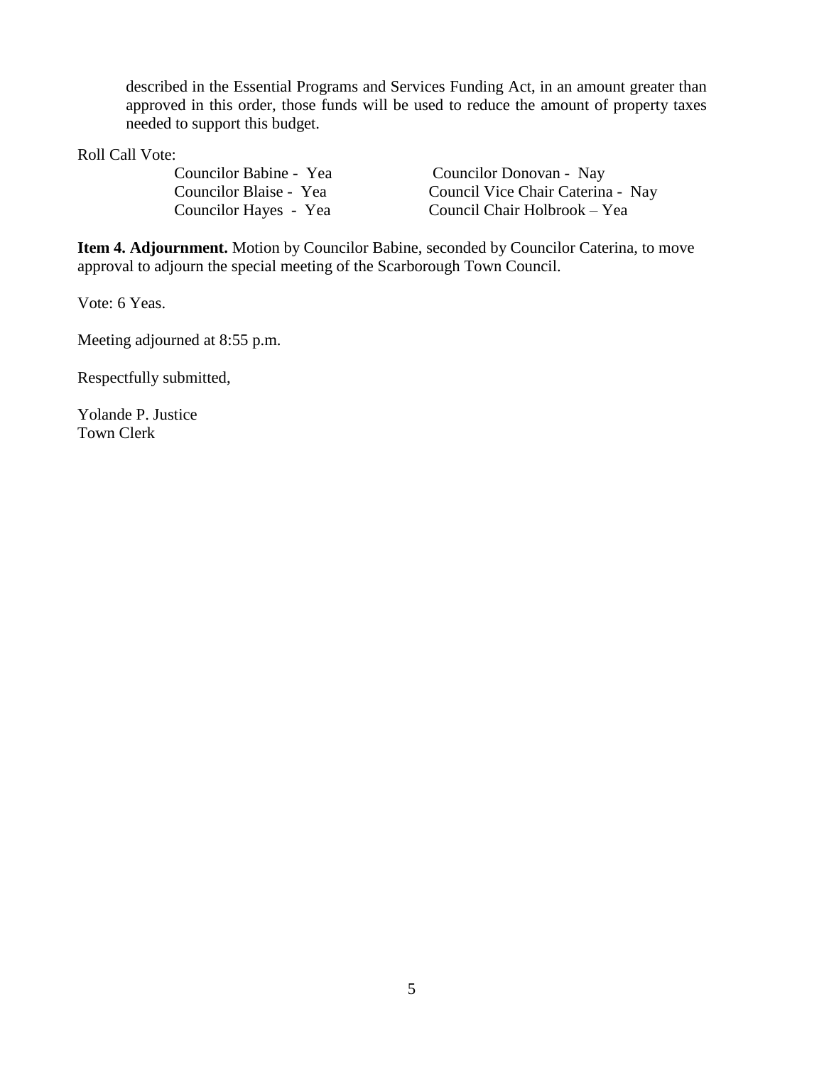described in the Essential Programs and Services Funding Act, in an amount greater than approved in this order, those funds will be used to reduce the amount of property taxes needed to support this budget.

Roll Call Vote:

| | |
|---|---|
| Councilor Babine - Yea | Councilor Donovan - Nay |
| Councilor Blaise - Yea | Council Vice Chair Caterina - Nay |
| Councilor Hayes - Yea | Council Chair Holbrook – Yea |

**Item 4. Adjournment.** Motion by Councilor Babine, seconded by Councilor Caterina, to move approval to adjourn the special meeting of the Scarborough Town Council.

Vote: 6 Yeas.

Meeting adjourned at 8:55 p.m.

Respectfully submitted,

Yolande P. Justice
Town Clerk